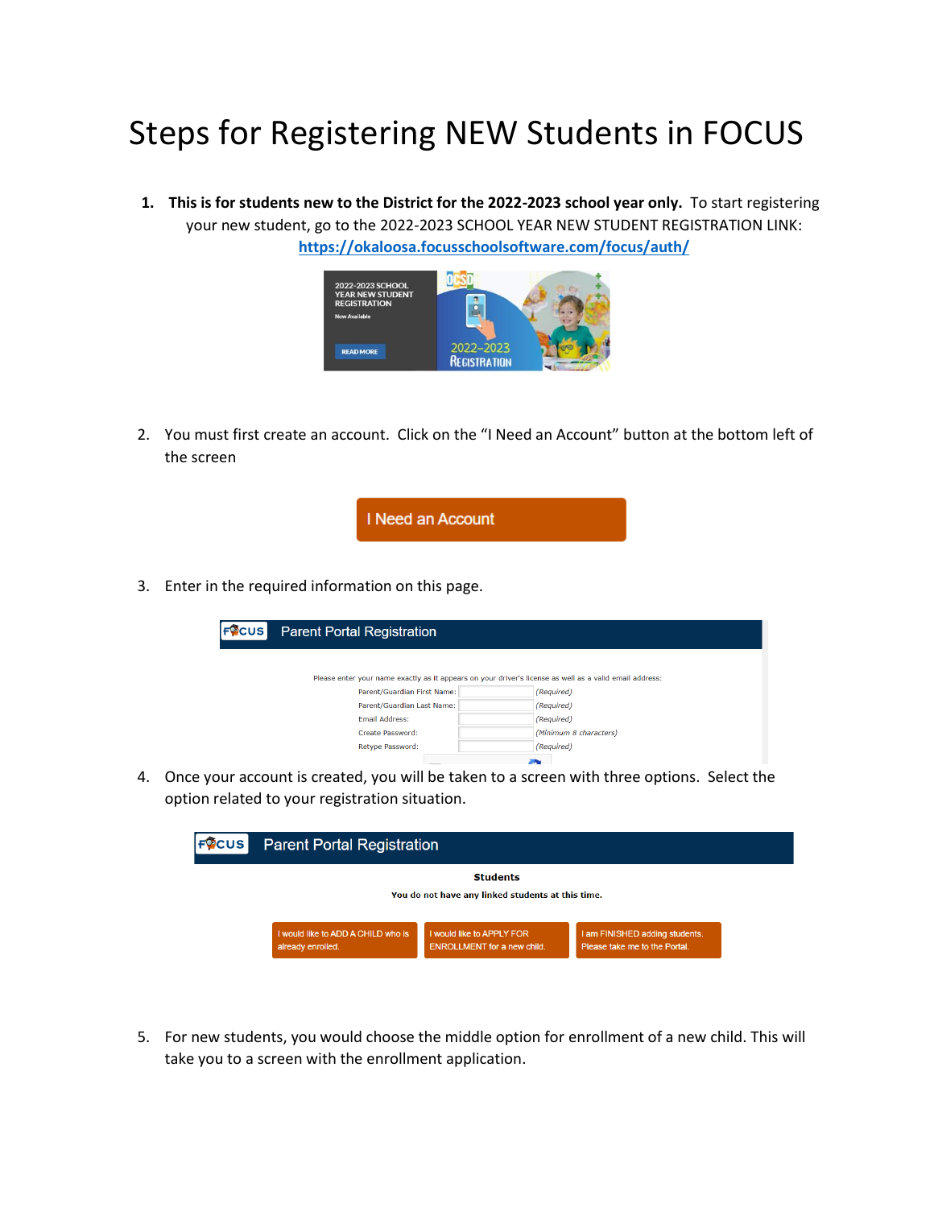# Steps for Registering NEW Students in FOCUS

1. **This is for students new to the District for the 2022-2023 school year only.** To start registering your new student, go to the 2022-2023 SCHOOL YEAR NEW STUDENT REGISTRATION LINK: **https://okaloosa.focusschoolsoftware.com/focus/auth/**

2. You must first create an account. Click on the "I Need an Account" button at the bottom left of the screen

3. Enter in the required information on this page.

4. Once your account is created, you will be taken to a screen with three options. Select the option related to your registration situation.

5. For new students, you would choose the middle option for enrollment of a new child. This will take you to a screen with the enrollment application.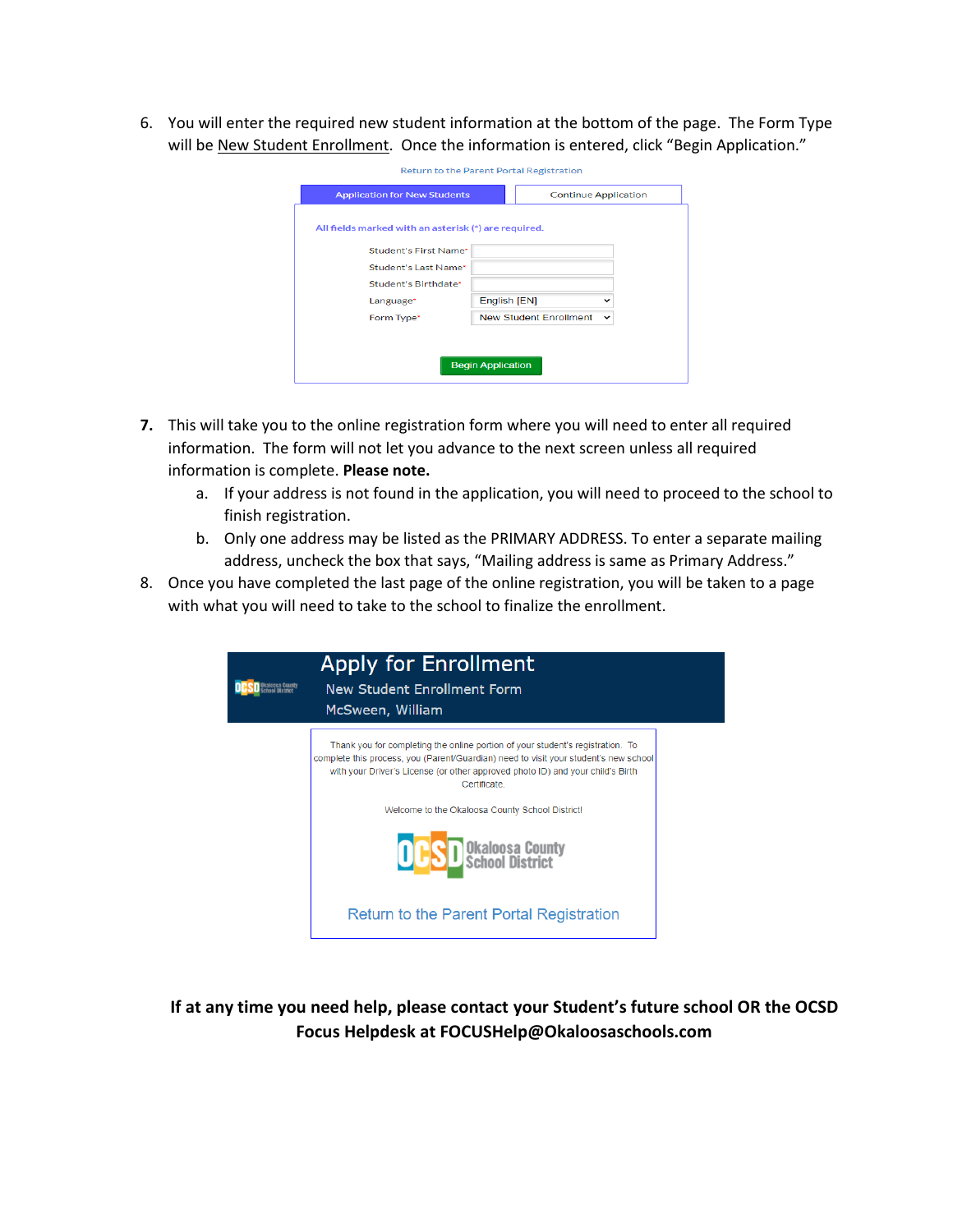6. You will enter the required new student information at the bottom of the page. The Form Type will be New Student Enrollment. Once the information is entered, click "Begin Application."

Return to the Parent Portal Registration

Application for New Students | Continue Application

All fields marked with an asterisk (*) are required.

Student's First Name*

Student's Last Name*

Student's Birthdate*

Language* English [EN]

Form Type* New Student Enrollment

Begin Application

7. **This will take you to the online registration form where you will need to enter all required information. The form will not let you advance to the next screen unless all required information is complete. Please note.**
   a. If your address is not found in the application, you will need to proceed to the school to finish registration.
   b. Only one address may be listed as the PRIMARY ADDRESS. To enter a separate mailing address, uncheck the box that says, "Mailing address is same as Primary Address."
8. Once you have completed the last page of the online registration, you will be taken to a page with what you will need to take to the school to finalize the enrollment.

Apply for Enrollment

New Student Enrollment Form

McSween, William

Thank you for completing the online portion of your student's registration. To complete this process, you (Parent/Guardian) need to visit your student's new school with your Driver's License (or other approved photo ID) and your child's Birth Certificate.

Welcome to the Okaloosa County School District!

OCSD Okaloosa County School District

Return to the Parent Portal Registration

**If at any time you need help, please contact your Student's future school OR the OCSD Focus Helpdesk at FOCUSHelp@Okaloosaschools.com**